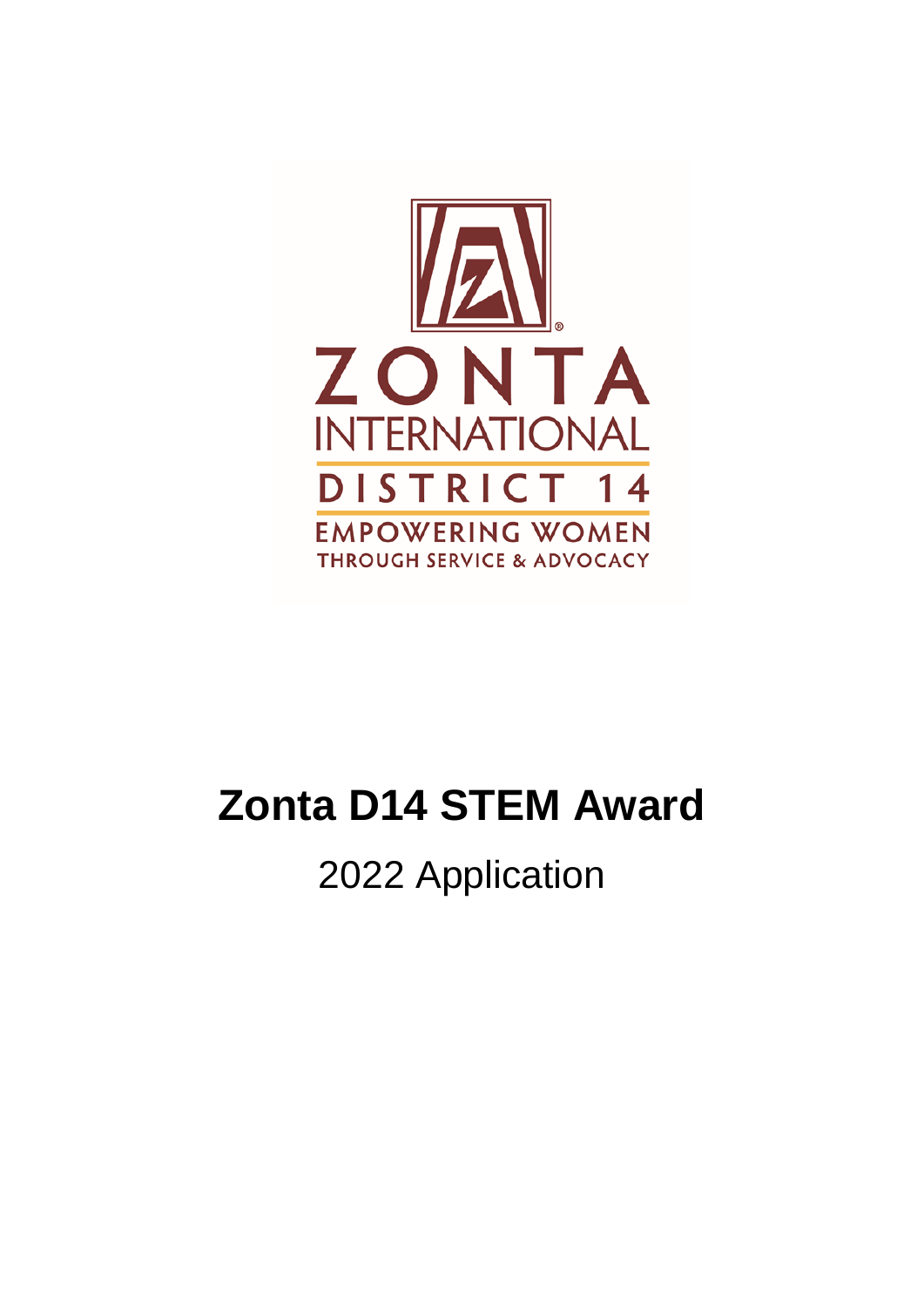ZONTA
INTERNATIONAL
DISTRICT 14
EMPOWERING WOMEN
THROUGH SERVICE & ADVOCACY

# Zonta D14 STEM Award

2022 Application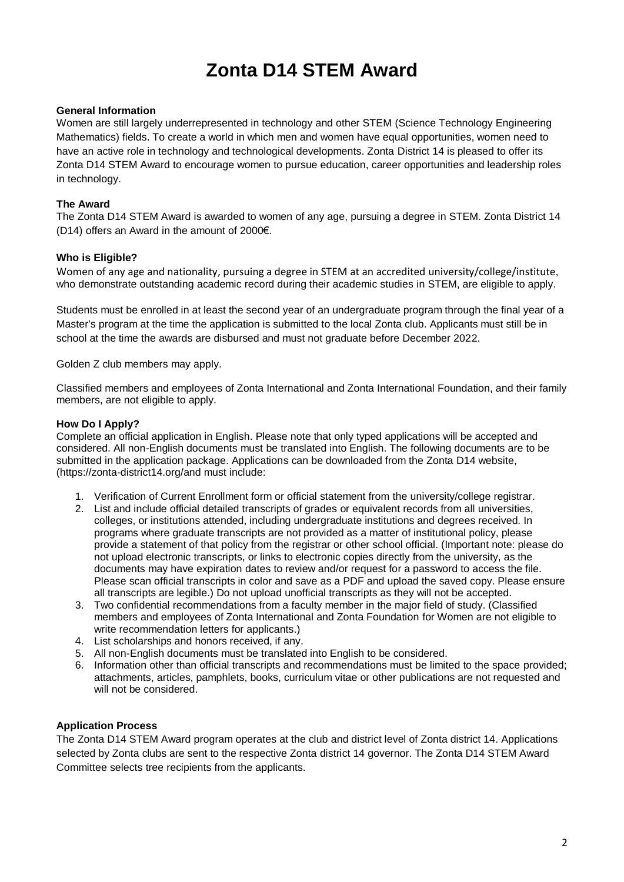# Zonta D14 STEM Award

**General Information**

Women are still largely underrepresented in technology and other STEM (Science Technology Engineering Mathematics) fields. To create a world in which men and women have equal opportunities, women need to have an active role in technology and technological developments. Zonta District 14 is pleased to offer its Zonta D14 STEM Award to encourage women to pursue education, career opportunities and leadership roles in technology.

**The Award**

The Zonta D14 STEM Award is awarded to women of any age, pursuing a degree in STEM. Zonta District 14 (D14) offers an Award in the amount of 2000€.

**Who is Eligible?**

Women of any age and nationality, pursuing a degree in STEM at an accredited university/college/institute, who demonstrate outstanding academic record during their academic studies in STEM, are eligible to apply.

Students must be enrolled in at least the second year of an undergraduate program through the final year of a Master's program at the time the application is submitted to the local Zonta club. Applicants must still be in school at the time the awards are disbursed and must not graduate before December 2022.

Golden Z club members may apply.

Classified members and employees of Zonta International and Zonta International Foundation, and their family members, are not eligible to apply.

**How Do I Apply?**

Complete an official application in English. Please note that only typed applications will be accepted and considered. All non-English documents must be translated into English. The following documents are to be submitted in the application package. Applications can be downloaded from the Zonta D14 website, (https://zonta-district14.org/and must include:

1. Verification of Current Enrollment form or official statement from the university/college registrar.
2. List and include official detailed transcripts of grades or equivalent records from all universities, colleges, or institutions attended, including undergraduate institutions and degrees received. In programs where graduate transcripts are not provided as a matter of institutional policy, please provide a statement of that policy from the registrar or other school official. (Important note: please do not upload electronic transcripts, or links to electronic copies directly from the university, as the documents may have expiration dates to review and/or request for a password to access the file. Please scan official transcripts in color and save as a PDF and upload the saved copy. Please ensure all transcripts are legible.) Do not upload unofficial transcripts as they will not be accepted.
3. Two confidential recommendations from a faculty member in the major field of study. (Classified members and employees of Zonta International and Zonta Foundation for Women are not eligible to write recommendation letters for applicants.)
4. List scholarships and honors received, if any.
5. All non-English documents must be translated into English to be considered.
6. Information other than official transcripts and recommendations must be limited to the space provided; attachments, articles, pamphlets, books, curriculum vitae or other publications are not requested and will not be considered.

**Application Process**

The Zonta D14 STEM Award program operates at the club and district level of Zonta district 14. Applications selected by Zonta clubs are sent to the respective Zonta district 14 governor. The Zonta D14 STEM Award Committee selects tree recipients from the applicants.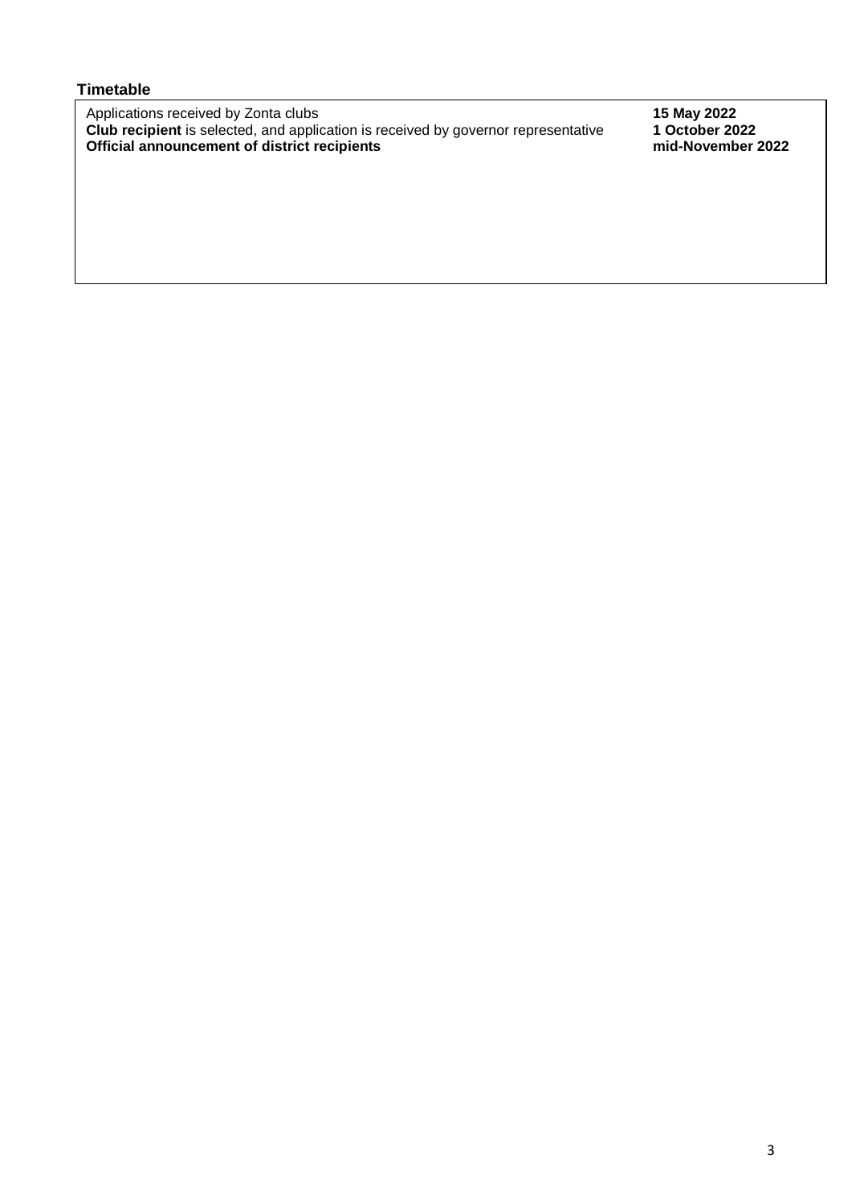### Timetable

| | |
|---|---|
| Applications received by Zonta clubs | **15 May 2022** |
| **Club recipient** is selected, and application is received by governor representative | **1 October 2022** |
| **Official announcement of district recipients** | **mid-November 2022** |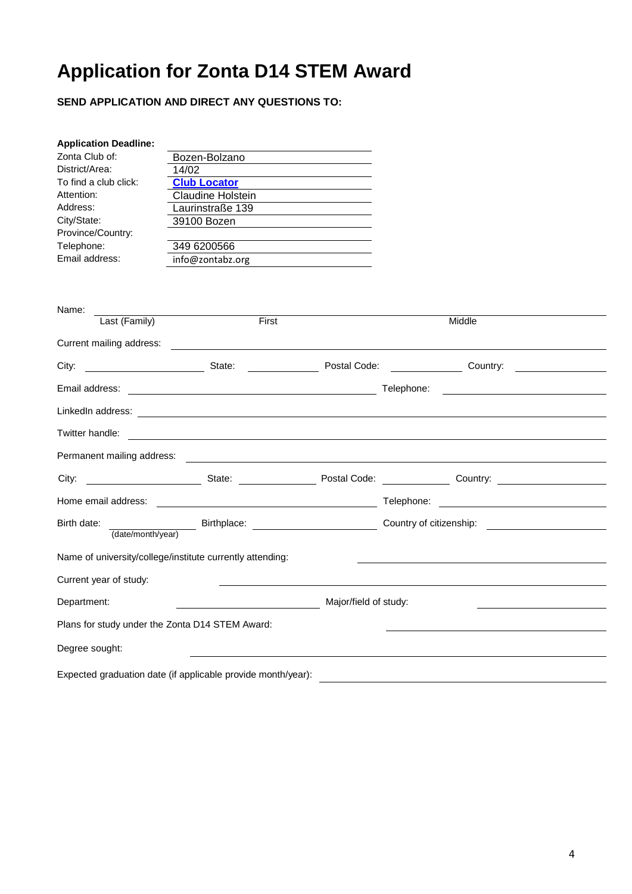# Application for Zonta D14 STEM Award

**SEND APPLICATION AND DIRECT ANY QUESTIONS TO:**

| **Application Deadline:** | |
|---|---|
| Zonta Club of: | Bozen-Bolzano |
| District/Area: | 14/02 |
| To find a club click: | **Club Locator** |
| Attention: | Claudine Holstein |
| Address: | Laurinstraße 139 |
| City/State: | 39100 Bozen |
| Province/Country: | |
| Telephone: | 349 6200566 |
| Email address: | info@zontabz.org |

Name: ______________________________________________
Last (Family) First Middle

Current mailing address: ______________________________________________

City: ____________ State: ____________ Postal Code: ____________ Country: ____________

Email address: ______________________ Telephone: ______________________

LinkedIn address: ______________________________________________

Twitter handle: ______________________________________________

Permanent mailing address: ______________________________________________

City: ____________ State: ____________ Postal Code: ____________ Country: ____________

Home email address: ______________________ Telephone: ______________________

Birth date: ____________ (date/month/year) Birthplace: ____________ Country of citizenship: ____________

Name of university/college/institute currently attending: ______________________

Current year of study: ______________________

Department: ______________________ Major/field of study: ______________________

Plans for study under the Zonta D14 STEM Award: ______________________

Degree sought: ______________________

Expected graduation date (if applicable provide month/year): ______________________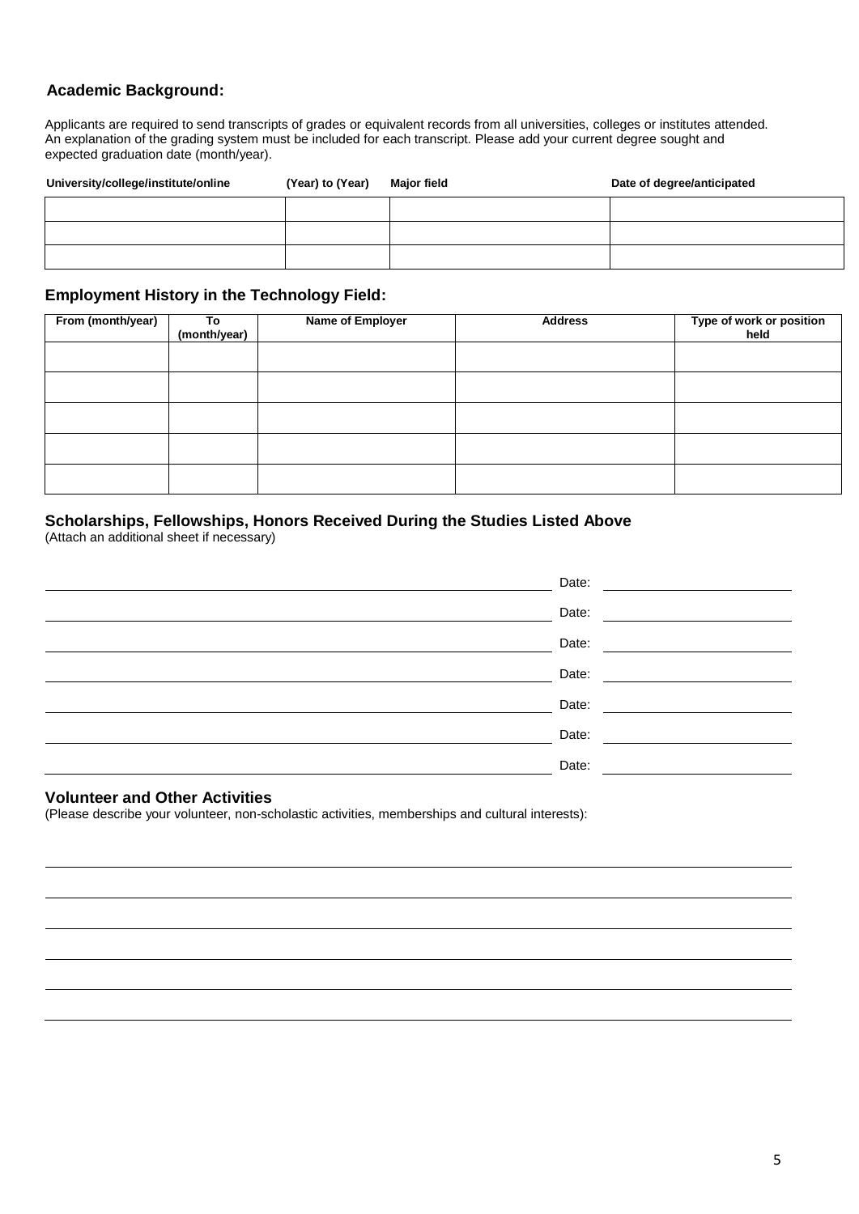## Academic Background:

Applicants are required to send transcripts of grades or equivalent records from all universities, colleges or institutes attended. An explanation of the grading system must be included for each transcript. Please add your current degree sought and expected graduation date (month/year).

| University/college/institute/online | (Year) to (Year) | Major field | Date of degree/anticipated |
|---|---|---|---|
| | | | |
| | | | |
| | | | |

## Employment History in the Technology Field:

| From (month/year) | To (month/year) | Name of Employer | Address | Type of work or position held |
|---|---|---|---|---|
| | | | | |
| | | | | |
| | | | | |
| | | | | |
| | | | | |

## Scholarships, Fellowships, Honors Received During the Studies Listed Above

(Attach an additional sheet if necessary)

______________________________ Date: ______________

______________________________ Date: ______________

______________________________ Date: ______________

______________________________ Date: ______________

______________________________ Date: ______________

______________________________ Date: ______________

______________________________ Date: ______________

## Volunteer and Other Activities

(Please describe your volunteer, non-scholastic activities, memberships and cultural interests):

______________________________________________________________

______________________________________________________________

______________________________________________________________

______________________________________________________________

______________________________________________________________

______________________________________________________________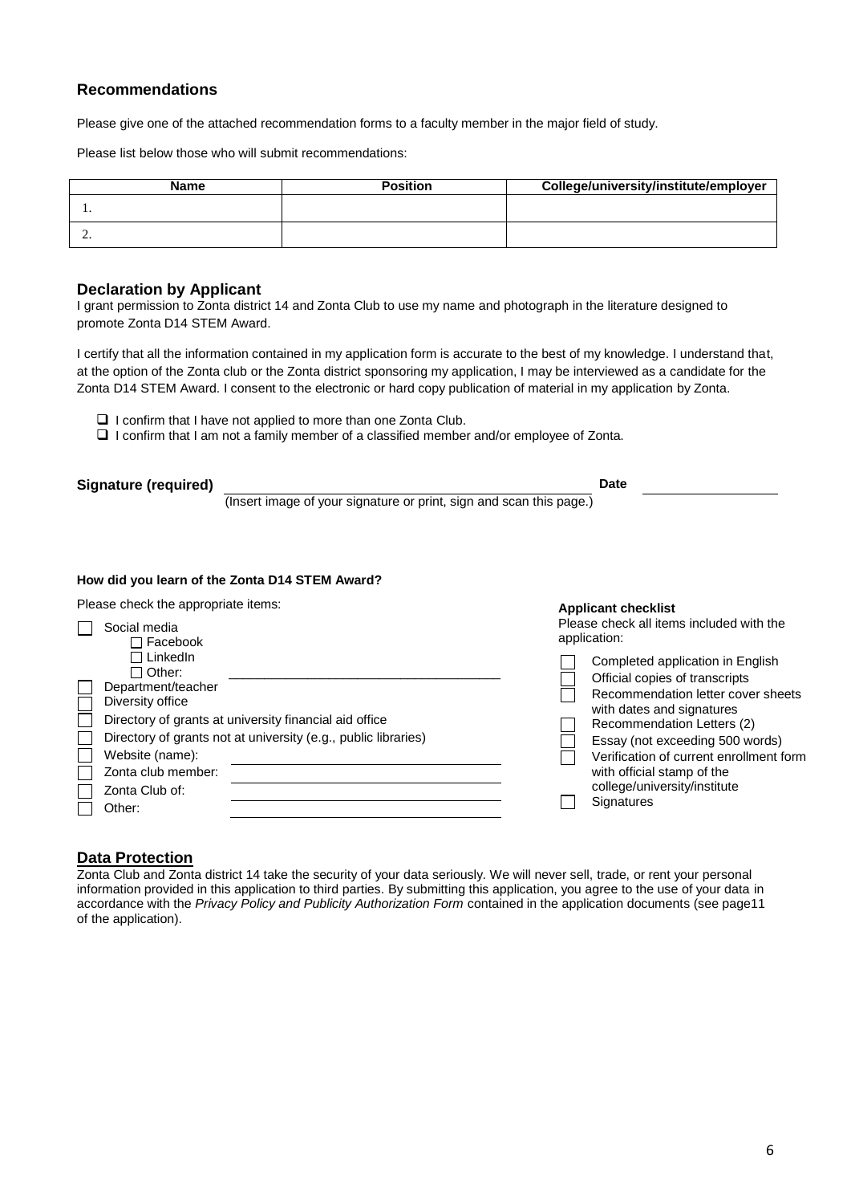## Recommendations

Please give one of the attached recommendation forms to a faculty member in the major field of study.

Please list below those who will submit recommendations:

| Name | Position | College/university/institute/employer |
|---|---|---|
| 1. | | |
| 2. | | |

## Declaration by Applicant

I grant permission to Zonta district 14 and Zonta Club to use my name and photograph in the literature designed to promote Zonta D14 STEM Award.

I certify that all the information contained in my application form is accurate to the best of my knowledge. I understand that, at the option of the Zonta club or the Zonta district sponsoring my application, I may be interviewed as a candidate for the Zonta D14 STEM Award. I consent to the electronic or hard copy publication of material in my application by Zonta.

- ☐ I confirm that I have not applied to more than one Zonta Club.
- ☐ I confirm that I am not a family member of a classified member and/or employee of Zonta.

**Signature (required)** ______________________________ **Date** ______________

(Insert image of your signature or print, sign and scan this page.)

**How did you learn of the Zonta D14 STEM Award?**

Please check the appropriate items:

- ☐ Social media
  - ☐ Facebook
  - ☐ LinkedIn
  - ☐ Other: ______________________________
- ☐ Department/teacher
- ☐ Diversity office
- ☐ Directory of grants at university financial aid office
- ☐ Directory of grants not at university (e.g., public libraries)
- ☐ Website (name): ______________________________
- ☐ Zonta club member: ______________________________
- ☐ Zonta Club of: ______________________________
- ☐ Other: ______________________________

**Applicant checklist**

Please check all items included with the application:

- ☐ Completed application in English
- ☐ Official copies of transcripts
- ☐ Recommendation letter cover sheets with dates and signatures
- ☐ Recommendation Letters (2)
- ☐ Essay (not exceeding 500 words)
- ☐ Verification of current enrollment form with official stamp of the college/university/institute
- ☐ Signatures

## Data Protection

Zonta Club and Zonta district 14 take the security of your data seriously. We will never sell, trade, or rent your personal information provided in this application to third parties. By submitting this application, you agree to the use of your data in accordance with the *Privacy Policy and Publicity Authorization Form* contained in the application documents (see page11 of the application).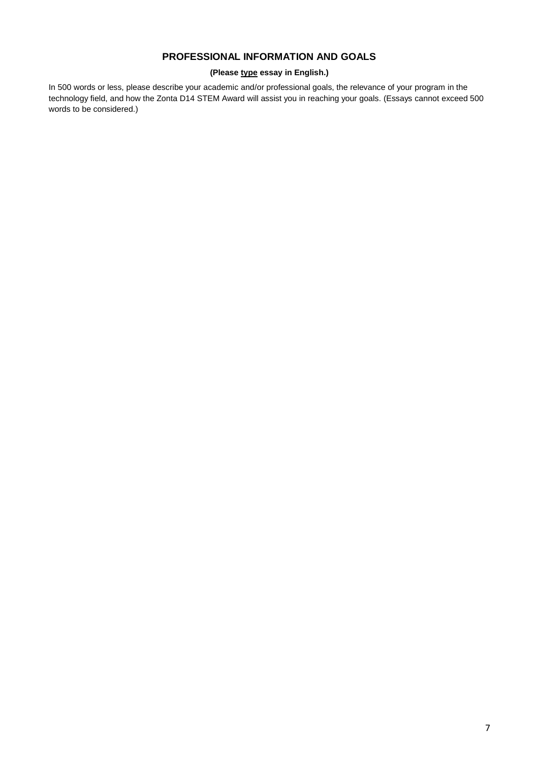## PROFESSIONAL INFORMATION AND GOALS

**(Please <u>type</u> essay in English.)**

In 500 words or less, please describe your academic and/or professional goals, the relevance of your program in the technology field, and how the Zonta D14 STEM Award will assist you in reaching your goals. (Essays cannot exceed 500 words to be considered.)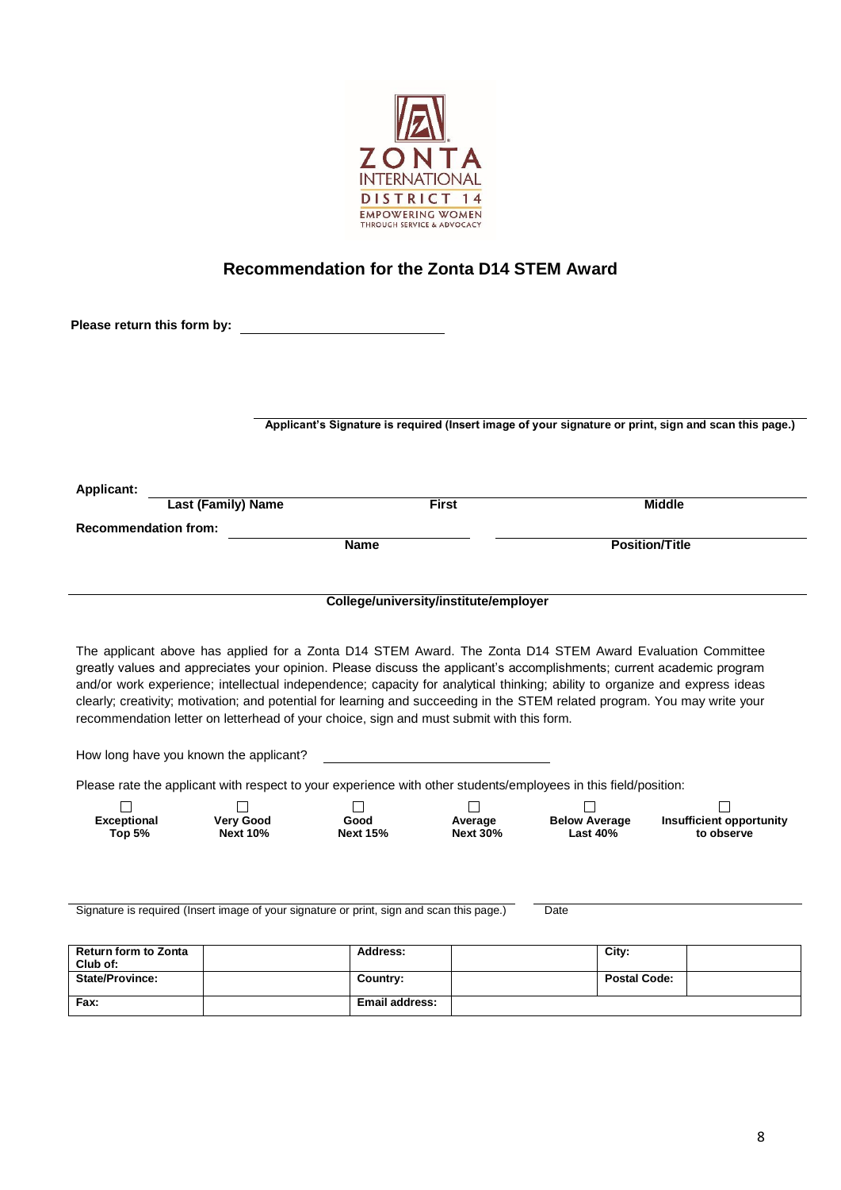ZONTA INTERNATIONAL DISTRICT 14 EMPOWERING WOMEN THROUGH SERVICE & ADVOCACY

## Recommendation for the Zonta D14 STEM Award

**Please return this form by:** ____________________

____________________
**Applicant's Signature is required (Insert image of your signature or print, sign and scan this page.)**

**Applicant:** ____________________

**Last (Family) Name** | **First** | **Middle**

**Recommendation from:** ____________________

**Name** | **Position/Title**

____________________
**College/university/institute/employer**

The applicant above has applied for a Zonta D14 STEM Award. The Zonta D14 STEM Award Evaluation Committee greatly values and appreciates your opinion. Please discuss the applicant's accomplishments; current academic program and/or work experience; intellectual independence; capacity for analytical thinking; ability to organize and express ideas clearly; creativity; motivation; and potential for learning and succeeding in the STEM related program. You may write your recommendation letter on letterhead of your choice, sign and must submit with this form.

How long have you known the applicant? ____________________

Please rate the applicant with respect to your experience with other students/employees in this field/position:

| ☐ | ☐ | ☐ | ☐ | ☐ | ☐ |
|---|---|---|---|---|---|
| **Exceptional Top 5%** | **Very Good Next 10%** | **Good Next 15%** | **Average Next 30%** | **Below Average Last 40%** | **Insufficient opportunity to observe** |

____________________
Signature is required (Insert image of your signature or print, sign and scan this page.) | Date

| **Return form to Zonta Club of:** | | **Address:** | | **City:** | |
|---|---|---|---|---|---|
| **State/Province:** | | **Country:** | | **Postal Code:** | |
| **Fax:** | | **Email address:** | | | |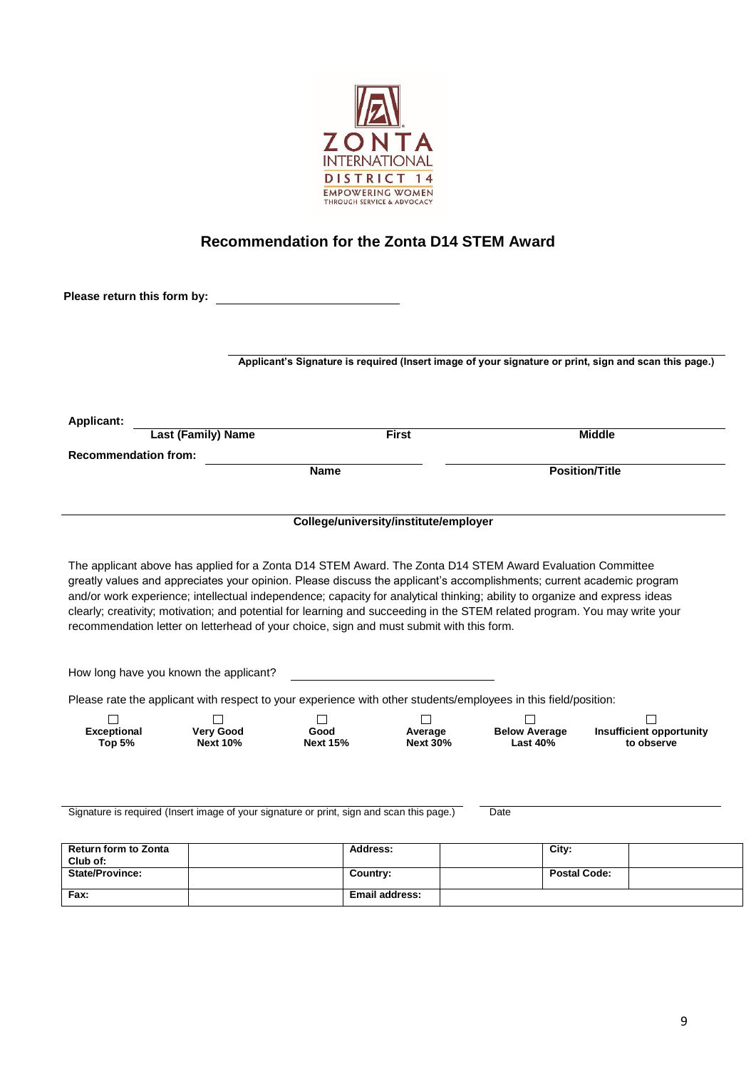ZONTA INTERNATIONAL
DISTRICT 14
EMPOWERING WOMEN THROUGH SERVICE & ADVOCACY

## Recommendation for the Zonta D14 STEM Award

**Please return this form by:** ____________________

____________________________________________

**Applicant's Signature is required (Insert image of your signature or print, sign and scan this page.)**

**Applicant:** ____________________ ____________________ ____________________

**Last (Family) Name** | **First** | **Middle**

**Recommendation from:** ____________________ ____________________

**Name** | **Position/Title**

____________________________________________

**College/university/institute/employer**

The applicant above has applied for a Zonta D14 STEM Award. The Zonta D14 STEM Award Evaluation Committee greatly values and appreciates your opinion. Please discuss the applicant's accomplishments; current academic program and/or work experience; intellectual independence; capacity for analytical thinking; ability to organize and express ideas clearly; creativity; motivation; and potential for learning and succeeding in the STEM related program. You may write your recommendation letter on letterhead of your choice, sign and must submit with this form.

How long have you known the applicant? ____________________

Please rate the applicant with respect to your experience with other students/employees in this field/position:

| ☐ | ☐ | ☐ | ☐ | ☐ | ☐ |
|---|---|---|---|---|---|
| **Exceptional Top 5%** | **Very Good Next 10%** | **Good Next 15%** | **Average Next 30%** | **Below Average Last 40%** | **Insufficient opportunity to observe** |

____________________________________________ ____________________

Signature is required (Insert image of your signature or print, sign and scan this page.) | Date

| **Return form to Zonta Club of:** | | **Address:** | | **City:** | |
|---|---|---|---|---|---|
| **State/Province:** | | **Country:** | | **Postal Code:** | |
| **Fax:** | | **Email address:** | | | |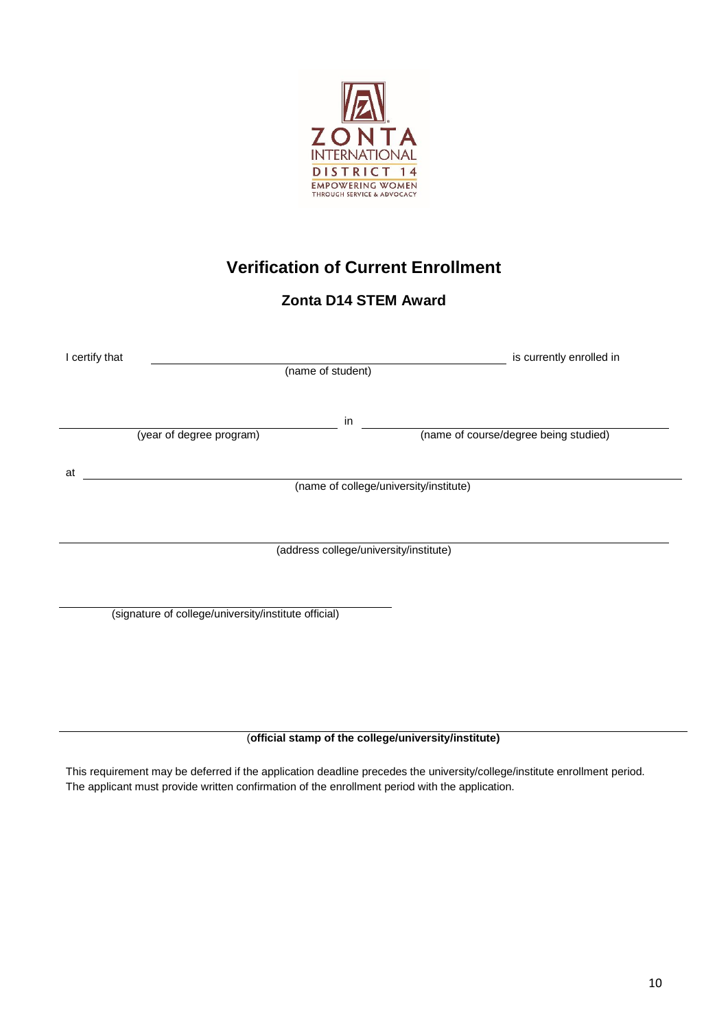ZONTA INTERNATIONAL
DISTRICT 14
EMPOWERING WOMEN THROUGH SERVICE & ADVOCACY

# Verification of Current Enrollment

## Zonta D14 STEM Award

I certify that \_\_\_\_\_\_\_\_\_\_\_\_\_\_\_\_\_\_\_\_\_\_\_\_\_\_\_\_\_\_\_\_\_\_\_\_\_\_\_\_ is currently enrolled in
(name of student)

\_\_\_\_\_\_\_\_\_\_\_\_\_\_\_\_\_\_\_\_\_\_\_\_\_\_\_\_\_\_ in \_\_\_\_\_\_\_\_\_\_\_\_\_\_\_\_\_\_\_\_\_\_\_\_\_\_\_\_\_\_\_\_\_\_\_\_
(year of degree program) (name of course/degree being studied)

at \_\_\_\_\_\_\_\_\_\_\_\_\_\_\_\_\_\_\_\_\_\_\_\_\_\_\_\_\_\_\_\_\_\_\_\_\_\_\_\_\_\_\_\_\_\_\_\_\_\_\_\_\_\_\_\_\_\_\_\_\_\_\_\_
(name of college/university/institute)

\_\_\_\_\_\_\_\_\_\_\_\_\_\_\_\_\_\_\_\_\_\_\_\_\_\_\_\_\_\_\_\_\_\_\_\_\_\_\_\_\_\_\_\_\_\_\_\_\_\_\_\_\_\_\_\_\_\_\_\_\_\_\_\_\_\_\_\_
(address college/university/institute)

\_\_\_\_\_\_\_\_\_\_\_\_\_\_\_\_\_\_\_\_\_\_\_\_\_\_\_\_\_\_\_\_\_\_\_\_\_\_\_\_
(signature of college/university/institute official)

\_\_\_\_\_\_\_\_\_\_\_\_\_\_\_\_\_\_\_\_\_\_\_\_\_\_\_\_\_\_\_\_\_\_\_\_\_\_\_\_\_\_\_\_\_\_\_\_\_\_\_\_\_\_\_\_\_\_\_\_\_\_\_\_\_\_\_\_
(**official stamp of the college/university/institute**)

This requirement may be deferred if the application deadline precedes the university/college/institute enrollment period. The applicant must provide written confirmation of the enrollment period with the application.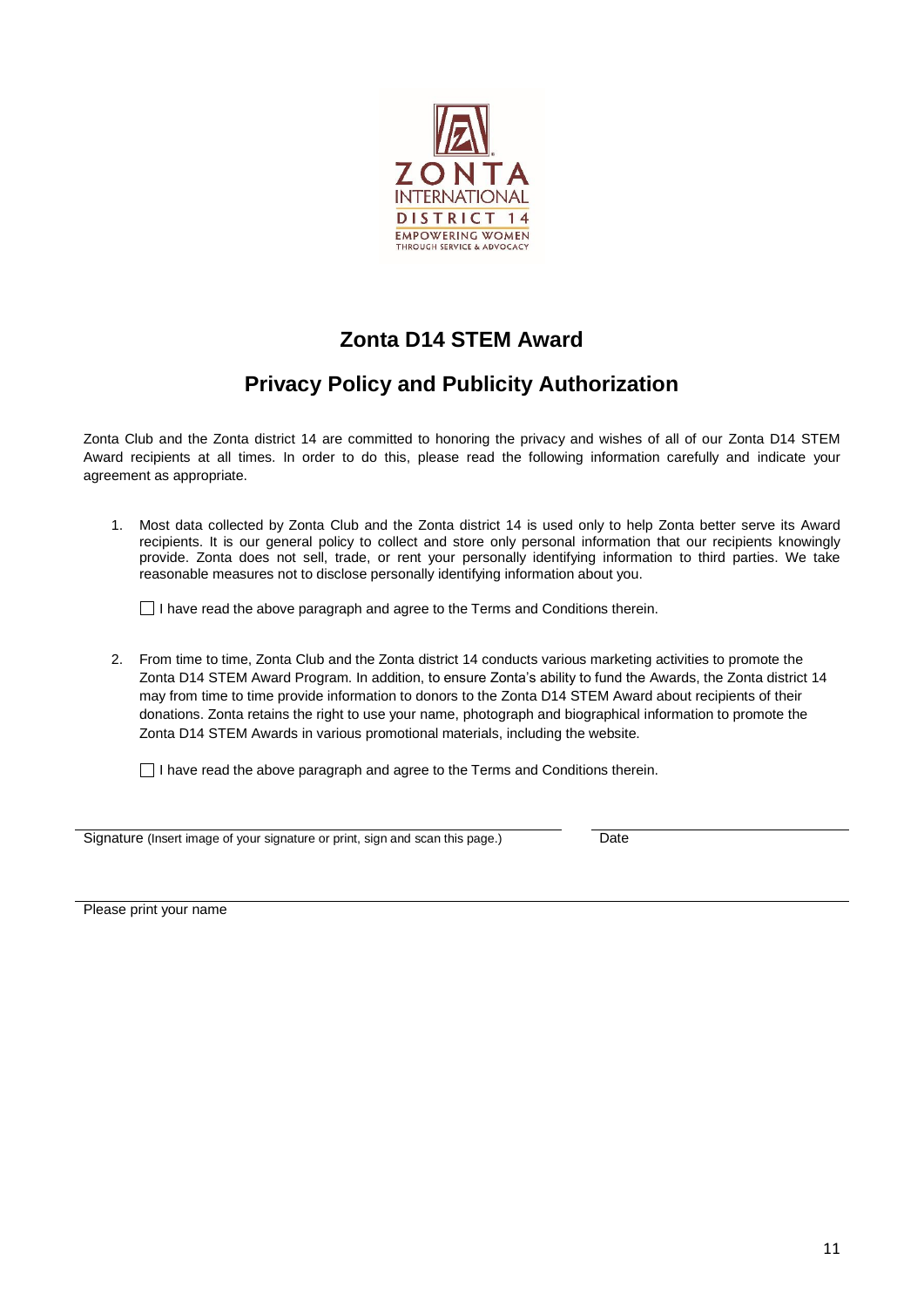# Zonta D14 STEM Award

## Privacy Policy and Publicity Authorization

Zonta Club and the Zonta district 14 are committed to honoring the privacy and wishes of all of our Zonta D14 STEM Award recipients at all times. In order to do this, please read the following information carefully and indicate your agreement as appropriate.

1. Most data collected by Zonta Club and the Zonta district 14 is used only to help Zonta better serve its Award recipients. It is our general policy to collect and store only personal information that our recipients knowingly provide. Zonta does not sell, trade, or rent your personally identifying information to third parties. We take reasonable measures not to disclose personally identifying information about you.

   ☐ I have read the above paragraph and agree to the Terms and Conditions therein.

2. From time to time, Zonta Club and the Zonta district 14 conducts various marketing activities to promote the Zonta D14 STEM Award Program. In addition, to ensure Zonta's ability to fund the Awards, the Zonta district 14 may from time to time provide information to donors to the Zonta D14 STEM Award about recipients of their donations. Zonta retains the right to use your name, photograph and biographical information to promote the Zonta D14 STEM Awards in various promotional materials, including the website.

   ☐ I have read the above paragraph and agree to the Terms and Conditions therein.

Signature (Insert image of your signature or print, sign and scan this page.) Date

Please print your name